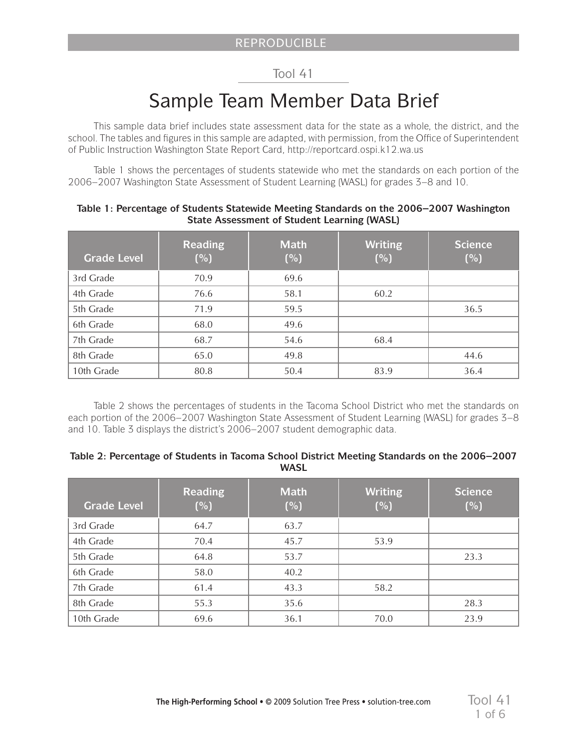REPRODUCIBLE

Tool 41

# Sample Team Member Data Brief

This sample data brief includes state assessment data for the state as a whole, the district, and the school. The tables and figures in this sample are adapted, with permission, from the Office of Superintendent of Public Instruction Washington State Report Card, http://reportcard.ospi.k12.wa.us

Table 1 shows the percentages of students statewide who met the standards on each portion of the 2006–2007 Washington State Assessment of Student Learning (WASL) for grades 3–8 and 10.

**Table 1: Percentage of Students Statewide Meeting Standards on the 2006–2007 Washington State Assessment of Student Learning (WASL)**

| Grade Level | Reading (%) | Math (%) | Writing (%) | Science (%) |
|---|---|---|---|---|
| 3rd Grade | 70.9 | 69.6 | | |
| 4th Grade | 76.6 | 58.1 | 60.2 | |
| 5th Grade | 71.9 | 59.5 | | 36.5 |
| 6th Grade | 68.0 | 49.6 | | |
| 7th Grade | 68.7 | 54.6 | 68.4 | |
| 8th Grade | 65.0 | 49.8 | | 44.6 |
| 10th Grade | 80.8 | 50.4 | 83.9 | 36.4 |

Table 2 shows the percentages of students in the Tacoma School District who met the standards on each portion of the 2006–2007 Washington State Assessment of Student Learning (WASL) for grades 3–8 and 10. Table 3 displays the district's 2006–2007 student demographic data.

**Table 2: Percentage of Students in Tacoma School District Meeting Standards on the 2006–2007 WASL**

| Grade Level | Reading (%) | Math (%) | Writing (%) | Science (%) |
|---|---|---|---|---|
| 3rd Grade | 64.7 | 63.7 | | |
| 4th Grade | 70.4 | 45.7 | 53.9 | |
| 5th Grade | 64.8 | 53.7 | | 23.3 |
| 6th Grade | 58.0 | 40.2 | | |
| 7th Grade | 61.4 | 43.3 | 58.2 | |
| 8th Grade | 55.3 | 35.6 | | 28.3 |
| 10th Grade | 69.6 | 36.1 | 70.0 | 23.9 |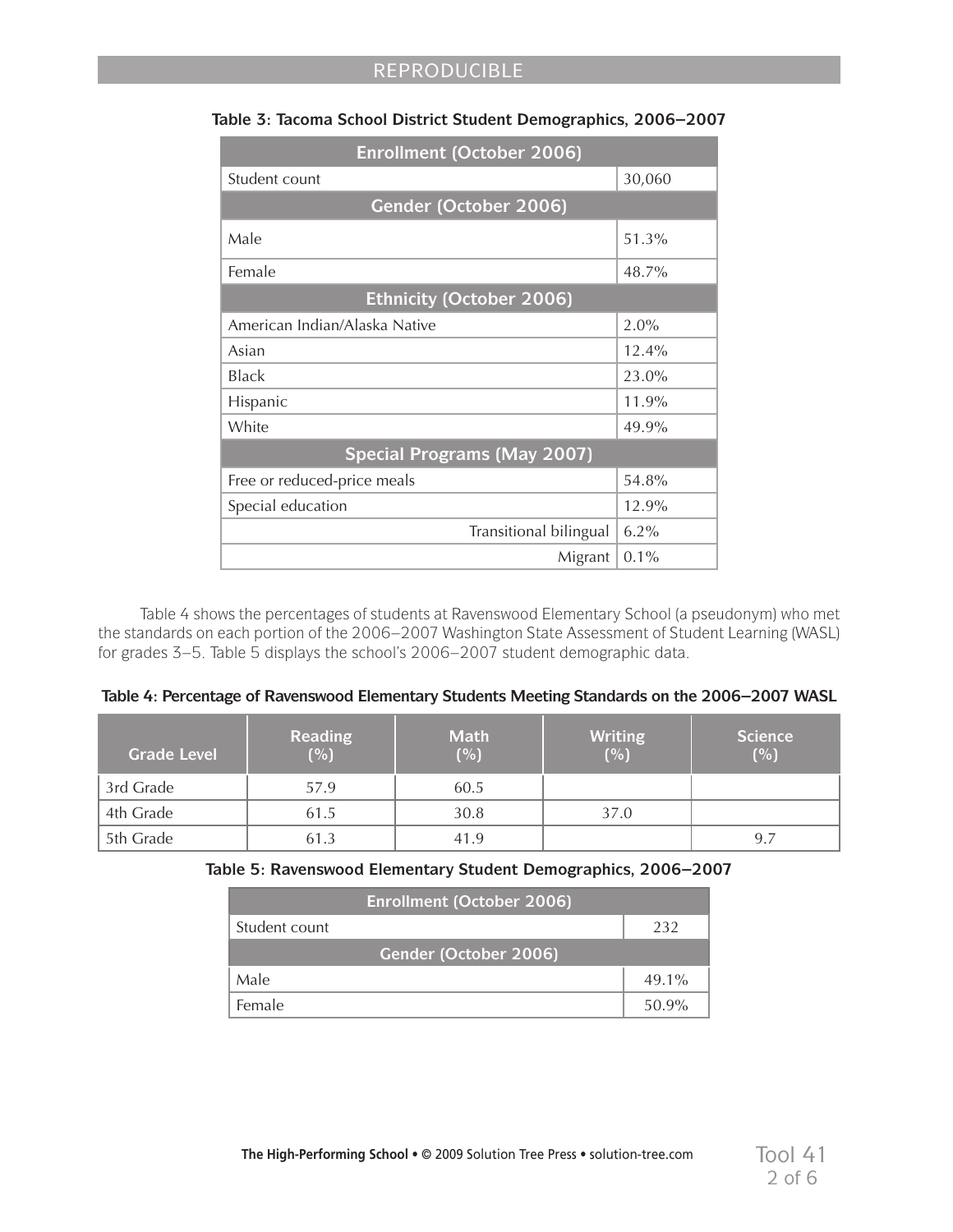**Table 3: Tacoma School District Student Demographics, 2006–2007**

| Enrollment (October 2006) | |
|---|---|
| Student count | 30,060 |
| **Gender (October 2006)** | |
| Male | 51.3% |
| Female | 48.7% |
| **Ethnicity (October 2006)** | |
| American Indian/Alaska Native | 2.0% |
| Asian | 12.4% |
| Black | 23.0% |
| Hispanic | 11.9% |
| White | 49.9% |
| **Special Programs (May 2007)** | |
| Free or reduced-price meals | 54.8% |
| Special education | 12.9% |
| Transitional bilingual | 6.2% |
| Migrant | 0.1% |

Table 4 shows the percentages of students at Ravenswood Elementary School (a pseudonym) who met the standards on each portion of the 2006–2007 Washington State Assessment of Student Learning (WASL) for grades 3–5. Table 5 displays the school's 2006–2007 student demographic data.

**Table 4: Percentage of Ravenswood Elementary Students Meeting Standards on the 2006–2007 WASL**

| Grade Level | Reading (%) | Math (%) | Writing (%) | Science (%) |
|---|---|---|---|---|
| 3rd Grade | 57.9 | 60.5 | | |
| 4th Grade | 61.5 | 30.8 | 37.0 | |
| 5th Grade | 61.3 | 41.9 | | 9.7 |

**Table 5: Ravenswood Elementary Student Demographics, 2006–2007**

| Enrollment (October 2006) | |
|---|---|
| Student count | 232 |
| **Gender (October 2006)** | |
| Male | 49.1% |
| Female | 50.9% |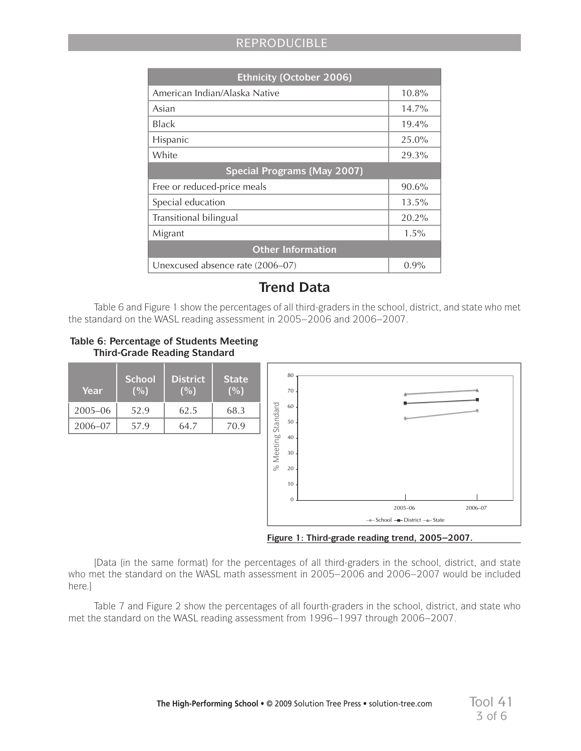| Ethnicity (October 2006) | |
|---|---|
| American Indian/Alaska Native | 10.8% |
| Asian | 14.7% |
| Black | 19.4% |
| Hispanic | 25.0% |
| White | 29.3% |
| **Special Programs (May 2007)** | |
| Free or reduced-price meals | 90.6% |
| Special education | 13.5% |
| Transitional bilingual | 20.2% |
| Migrant | 1.5% |
| **Other Information** | |
| Unexcused absence rate (2006–07) | 0.9% |

## Trend Data

Table 6 and Figure 1 show the percentages of all third-graders in the school, district, and state who met the standard on the WASL reading assessment in 2005–2006 and 2006–2007.

**Table 6: Percentage of Students Meeting Third-Grade Reading Standard**

| Year | School (%) | District (%) | State (%) |
|---|---|---|---|
| 2005–06 | 52.9 | 62.5 | 68.3 |
| 2006–07 | 57.9 | 64.7 | 70.9 |

**Figure 1: Third-grade reading trend, 2005–2007.**

[Data (in the same format) for the percentages of all third-graders in the school, district, and state who met the standard on the WASL math assessment in 2005–2006 and 2006–2007 would be included here.]

Table 7 and Figure 2 show the percentages of all fourth-graders in the school, district, and state who met the standard on the WASL reading assessment from 1996–1997 through 2006–2007.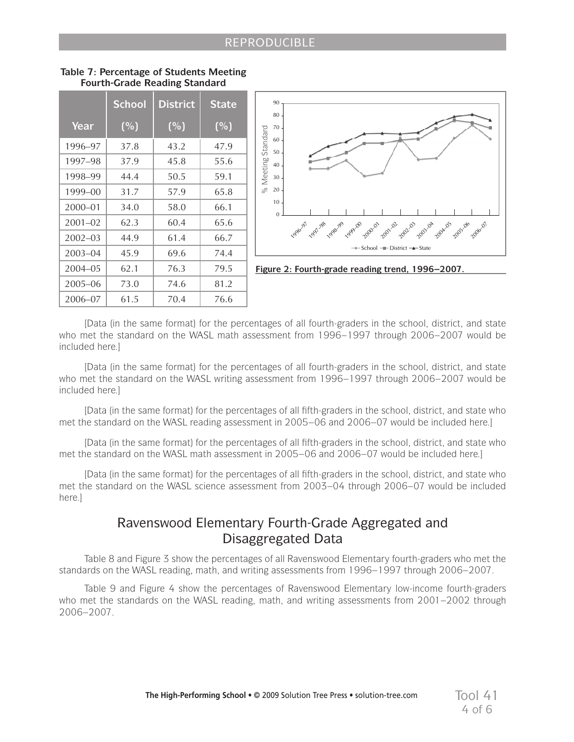**Table 7: Percentage of Students Meeting Fourth-Grade Reading Standard**

| Year | School (%) | District (%) | State (%) |
|---|---|---|---|
| 1996–97 | 37.8 | 43.2 | 47.9 |
| 1997–98 | 37.9 | 45.8 | 55.6 |
| 1998–99 | 44.4 | 50.5 | 59.1 |
| 1999–00 | 31.7 | 57.9 | 65.8 |
| 2000–01 | 34.0 | 58.0 | 66.1 |
| 2001–02 | 62.3 | 60.4 | 65.6 |
| 2002–03 | 44.9 | 61.4 | 66.7 |
| 2003–04 | 45.9 | 69.6 | 74.4 |
| 2004–05 | 62.1 | 76.3 | 79.5 |
| 2005–06 | 73.0 | 74.6 | 81.2 |
| 2006–07 | 61.5 | 70.4 | 76.6 |

**Figure 2: Fourth-grade reading trend, 1996–2007.**

[Data (in the same format) for the percentages of all fourth-graders in the school, district, and state who met the standard on the WASL math assessment from 1996–1997 through 2006–2007 would be included here.]

[Data (in the same format) for the percentages of all fourth-graders in the school, district, and state who met the standard on the WASL writing assessment from 1996–1997 through 2006–2007 would be included here.]

[Data (in the same format) for the percentages of all fifth-graders in the school, district, and state who met the standard on the WASL reading assessment in 2005–06 and 2006–07 would be included here.]

[Data (in the same format) for the percentages of all fifth-graders in the school, district, and state who met the standard on the WASL math assessment in 2005–06 and 2006–07 would be included here.]

[Data (in the same format) for the percentages of all fifth-graders in the school, district, and state who met the standard on the WASL science assessment from 2003–04 through 2006–07 would be included here.]

## Ravenswood Elementary Fourth-Grade Aggregated and Disaggregated Data

Table 8 and Figure 3 show the percentages of all Ravenswood Elementary fourth-graders who met the standards on the WASL reading, math, and writing assessments from 1996–1997 through 2006–2007.

Table 9 and Figure 4 show the percentages of Ravenswood Elementary low-income fourth-graders who met the standards on the WASL reading, math, and writing assessments from 2001–2002 through 2006–2007.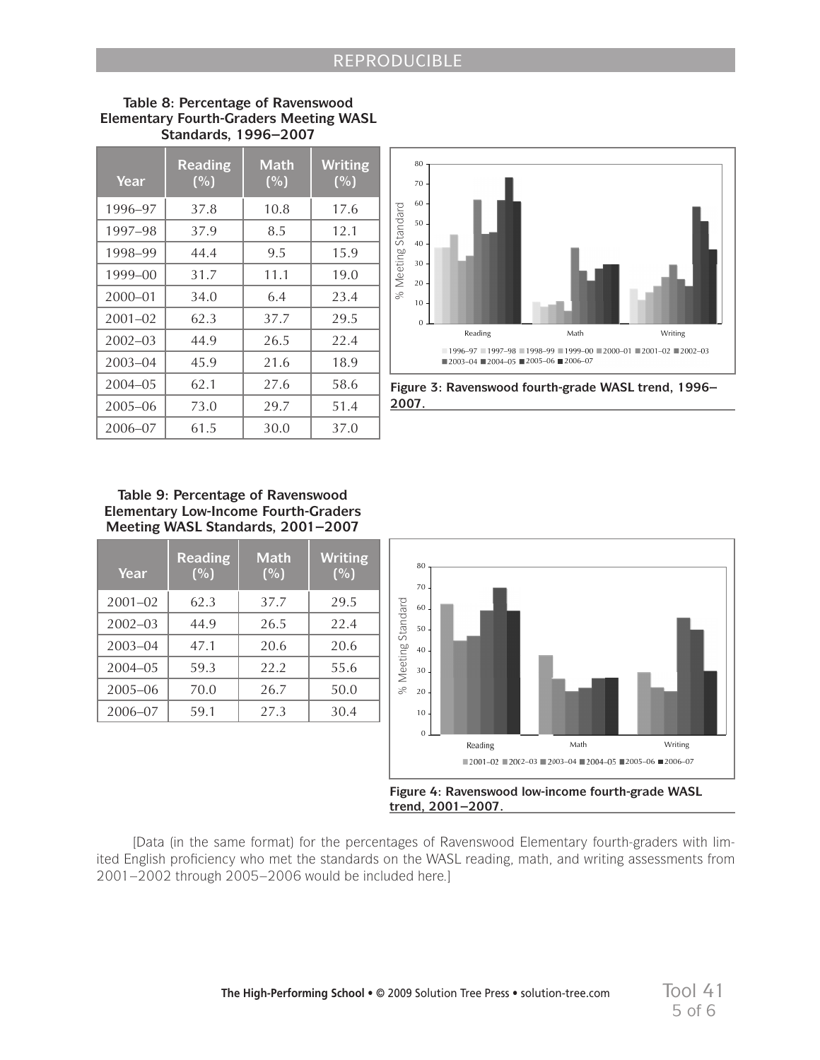**Table 8: Percentage of Ravenswood Elementary Fourth-Graders Meeting WASL Standards, 1996–2007**

| Year | Reading (%) | Math (%) | Writing (%) |
|---|---|---|---|
| 1996–97 | 37.8 | 10.8 | 17.6 |
| 1997–98 | 37.9 | 8.5 | 12.1 |
| 1998–99 | 44.4 | 9.5 | 15.9 |
| 1999–00 | 31.7 | 11.1 | 19.0 |
| 2000–01 | 34.0 | 6.4 | 23.4 |
| 2001–02 | 62.3 | 37.7 | 29.5 |
| 2002–03 | 44.9 | 26.5 | 22.4 |
| 2003–04 | 45.9 | 21.6 | 18.9 |
| 2004–05 | 62.1 | 27.6 | 58.6 |
| 2005–06 | 73.0 | 29.7 | 51.4 |
| 2006–07 | 61.5 | 30.0 | 37.0 |

**Figure 3: Ravenswood fourth-grade WASL trend, 1996–2007.**

**Table 9: Percentage of Ravenswood Elementary Low-Income Fourth-Graders Meeting WASL Standards, 2001–2007**

| Year | Reading (%) | Math (%) | Writing (%) |
|---|---|---|---|
| 2001–02 | 62.3 | 37.7 | 29.5 |
| 2002–03 | 44.9 | 26.5 | 22.4 |
| 2003–04 | 47.1 | 20.6 | 20.6 |
| 2004–05 | 59.3 | 22.2 | 55.6 |
| 2005–06 | 70.0 | 26.7 | 50.0 |
| 2006–07 | 59.1 | 27.3 | 30.4 |

**Figure 4: Ravenswood low-income fourth-grade WASL trend, 2001–2007.**

[Data (in the same format) for the percentages of Ravenswood Elementary fourth-graders with limited English proficiency who met the standards on the WASL reading, math, and writing assessments from 2001–2002 through 2005–2006 would be included here.]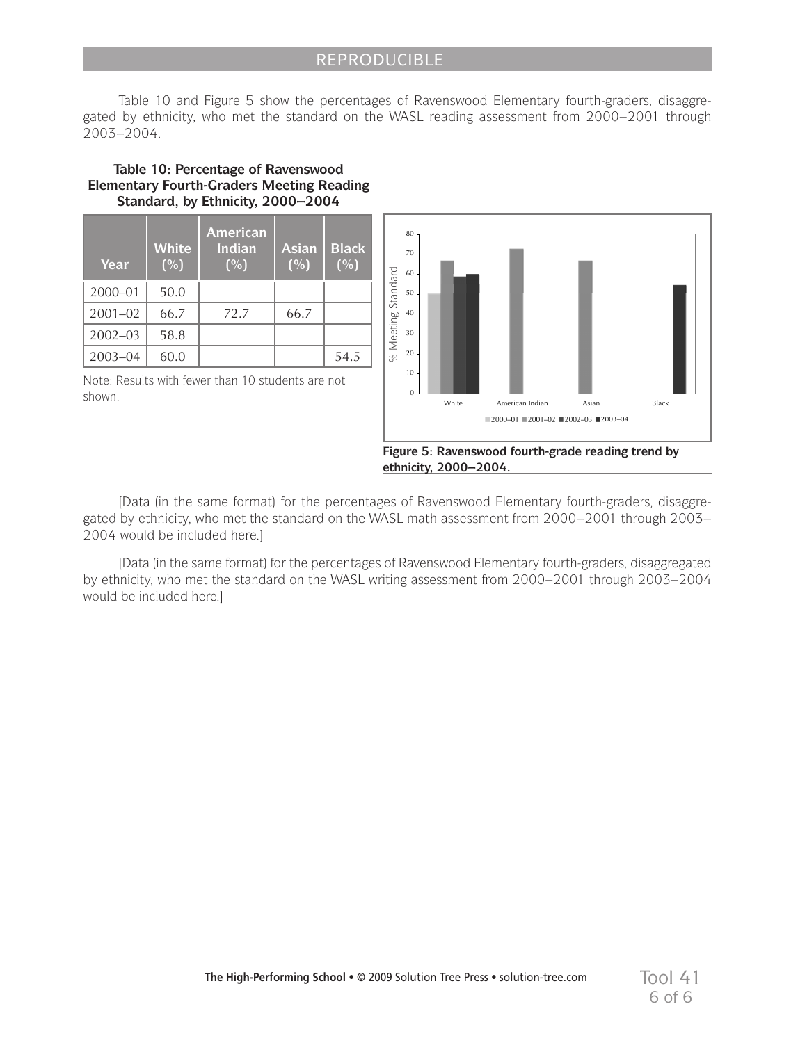Table 10 and Figure 5 show the percentages of Ravenswood Elementary fourth-graders, disaggregated by ethnicity, who met the standard on the WASL reading assessment from 2000–2001 through 2003–2004.

**Table 10: Percentage of Ravenswood Elementary Fourth-Graders Meeting Reading Standard, by Ethnicity, 2000–2004**

| Year | White (%) | American Indian (%) | Asian (%) | Black (%) |
|---|---|---|---|---|
| 2000–01 | 50.0 | | | |
| 2001–02 | 66.7 | 72.7 | 66.7 | |
| 2002–03 | 58.8 | | | |
| 2003–04 | 60.0 | | | 54.5 |

Note: Results with fewer than 10 students are not shown.

% Meeting Standard

80
70
60
50
40
30
20
10
0

White American Indian Asian Black

2000–01 2001–02 2002–03 2003–04

**Figure 5: Ravenswood fourth-grade reading trend by ethnicity, 2000–2004.**

[Data (in the same format) for the percentages of Ravenswood Elementary fourth-graders, disaggregated by ethnicity, who met the standard on the WASL math assessment from 2000–2001 through 2003–2004 would be included here.]

[Data (in the same format) for the percentages of Ravenswood Elementary fourth-graders, disaggregated by ethnicity, who met the standard on the WASL writing assessment from 2000–2001 through 2003–2004 would be included here.]